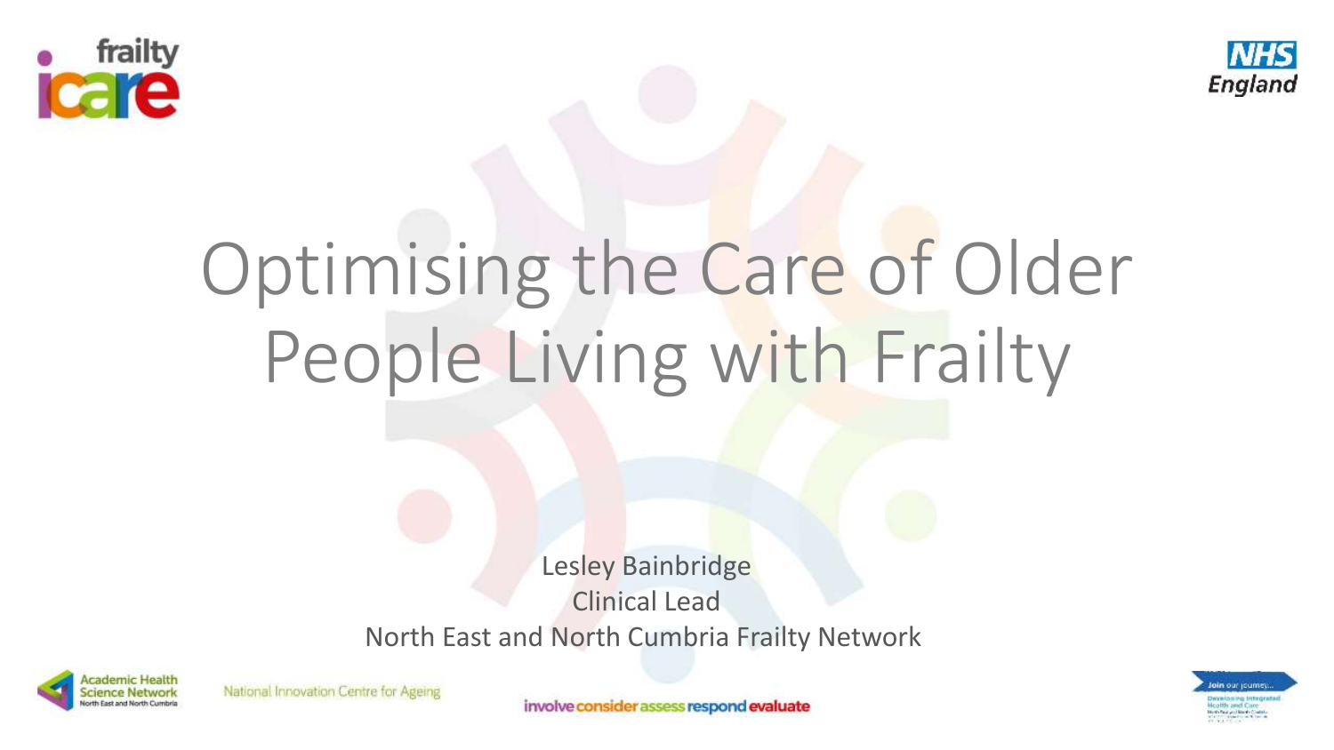# Optimising the Care of Older People Living with Frailty

Lesley Bainbridge
Clinical Lead
North East and North Cumbria Frailty Network

involve consider assess respond evaluate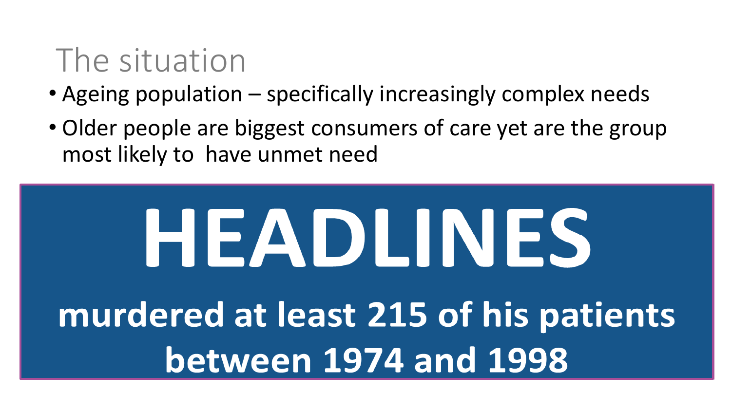# The situation

- Ageing population – specifically increasingly complex needs
- Older people are biggest consumers of care yet are the group most likely to have unmet need

## HEADLINES

**murdered at least 215 of his patients between 1974 and 1998**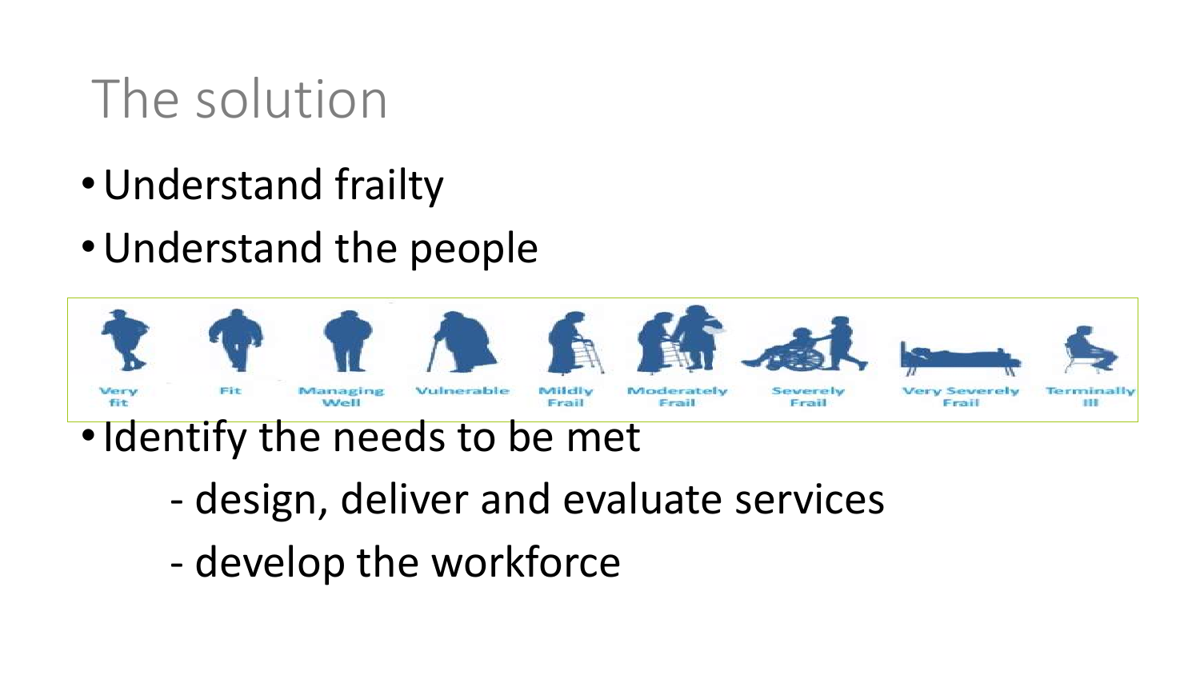# The solution

- Understand frailty
- Understand the people

Very fit | Fit | Managing Well | Vulnerable | Mildly Frail | Moderately Frail | Severely Frail | Very Severely Frail | Terminally Ill

- Identify the needs to be met
  - design, deliver and evaluate services
  - develop the workforce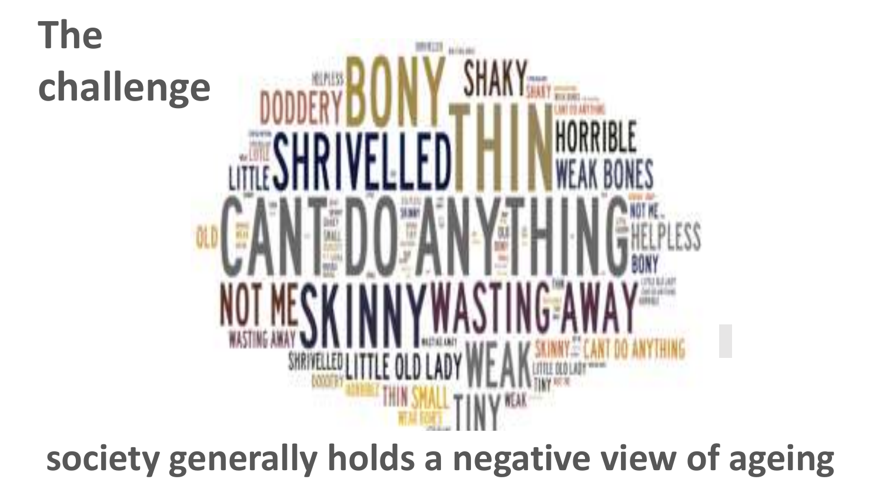# The challenge

BONY SHAKY DODDERY THIN SHRIVELLED HORRIBLE WEAK BONES LITTLE CANT DO ANYTHING OLD NOT ME HELPLESS BONY NOT ME SKINNY WASTING AWAY WASTING AWAY SHRIVELLED LITTLE OLD LADY WEAK SKINNY CANT DO ANYTHING DODDERY HORRIBLE THIN SMALL TINY WEAK BONES

**society generally holds a negative view of ageing**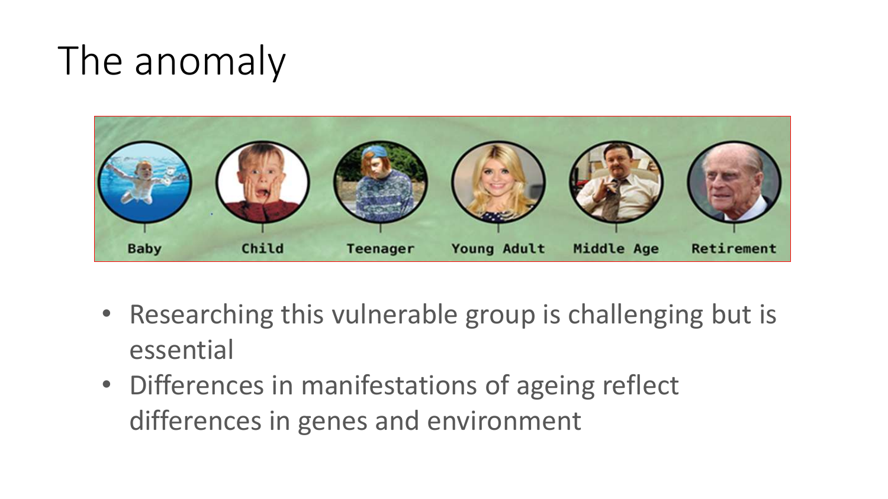# The anomaly

Baby | Child | Teenager | Young Adult | Middle Age | Retirement

- Researching this vulnerable group is challenging but is essential
- Differences in manifestations of ageing reflect differences in genes and environment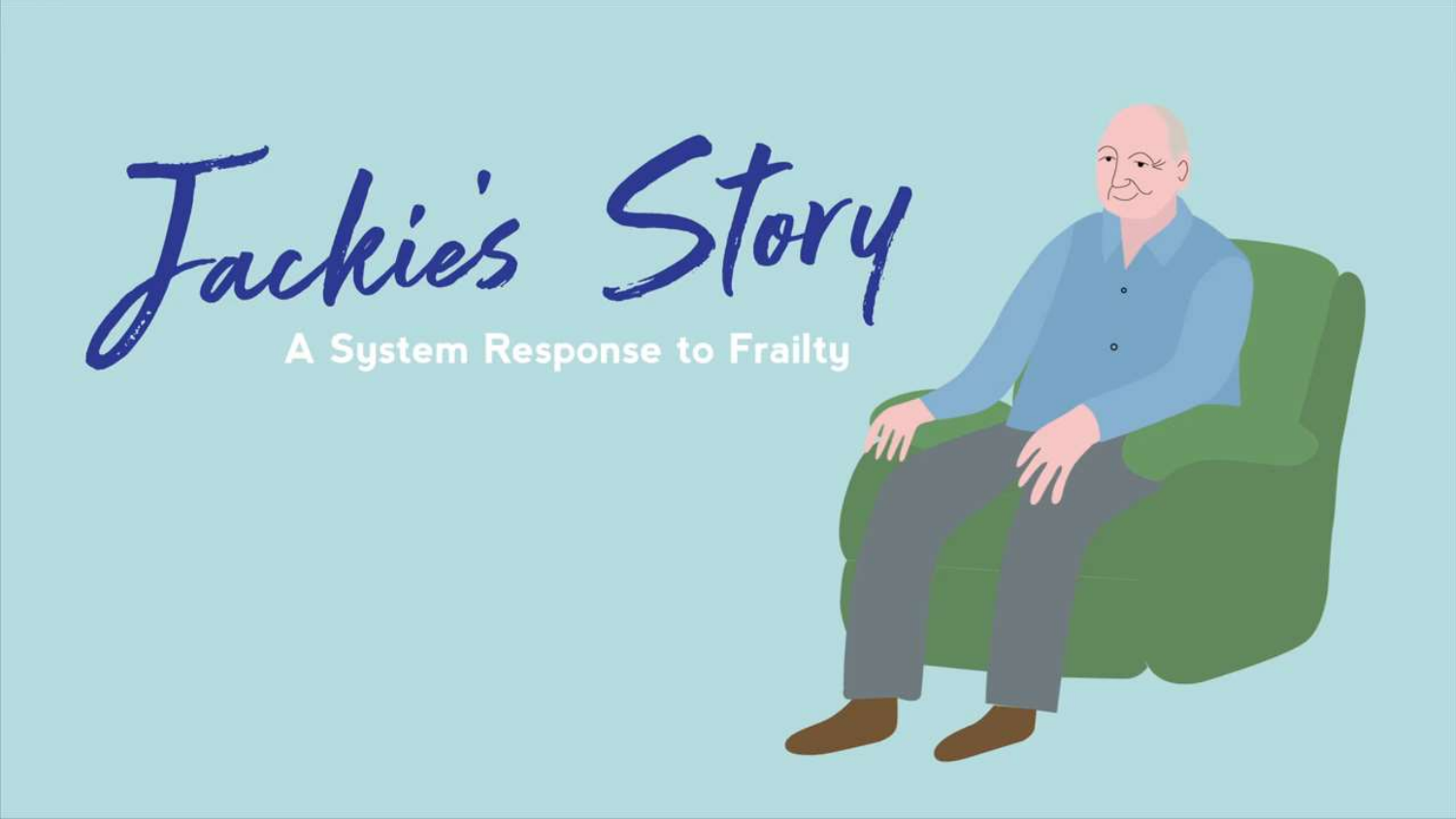# Jackie's Story

## A System Response to Frailty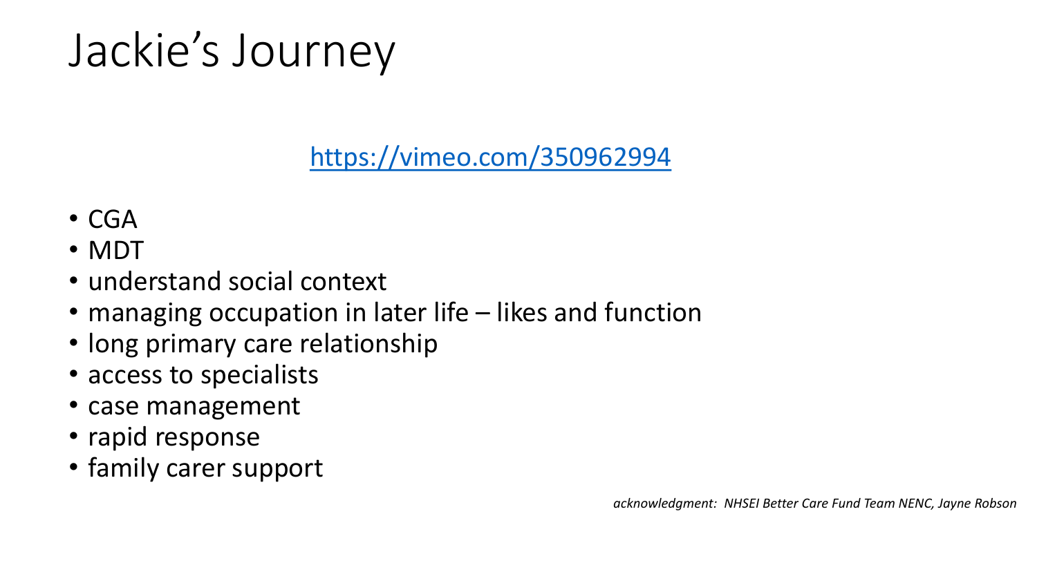# Jackie’s Journey

[https://vimeo.com/350962994](https://vimeo.com/350962994)

- CGA
- MDT
- understand social context
- managing occupation in later life – likes and function
- long primary care relationship
- access to specialists
- case management
- rapid response
- family carer support

*acknowledgment: NHSEI Better Care Fund Team NENC, Jayne Robson*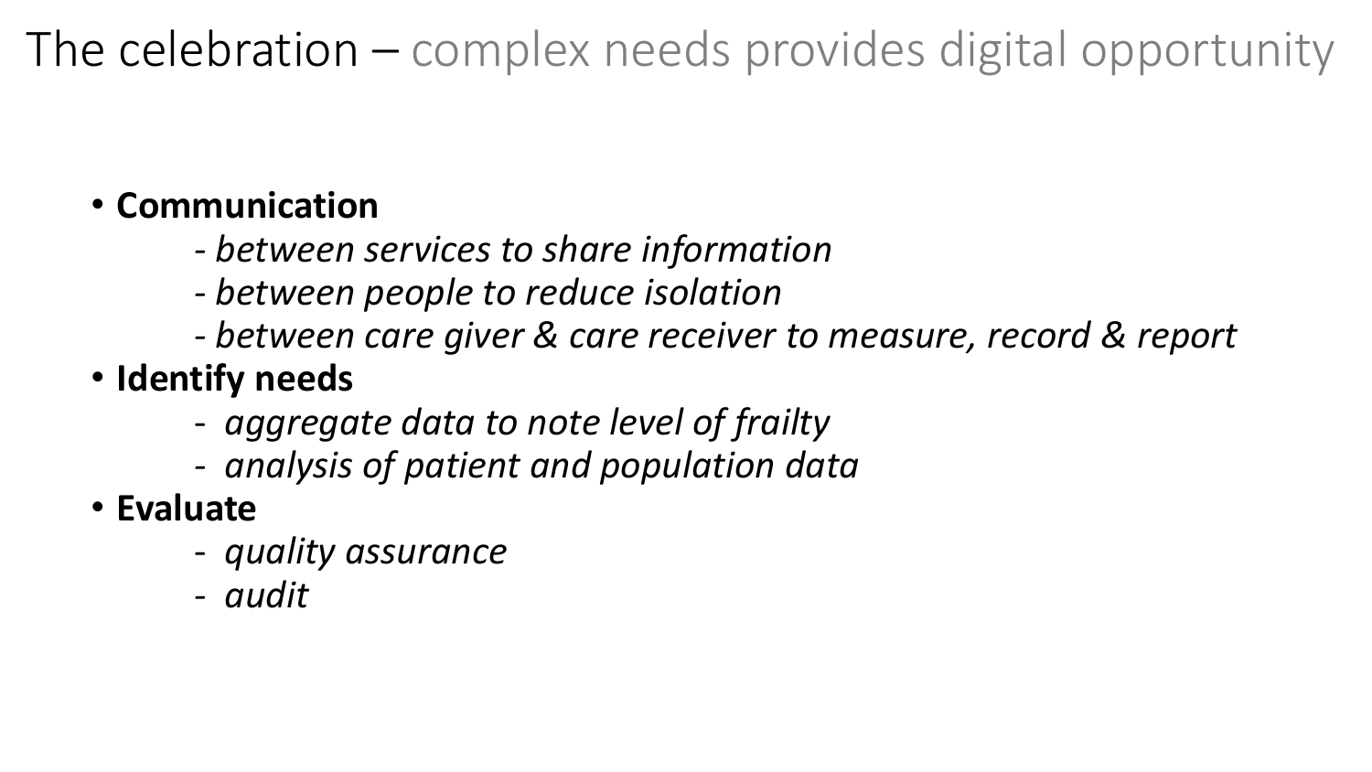# The celebration – complex needs provides digital opportunity

- **Communication**
  - *between services to share information*
  - *between people to reduce isolation*
  - *between care giver & care receiver to measure, record & report*
- **Identify needs**
  - *aggregate data to note level of frailty*
  - *analysis of patient and population data*
- **Evaluate**
  - *quality assurance*
  - *audit*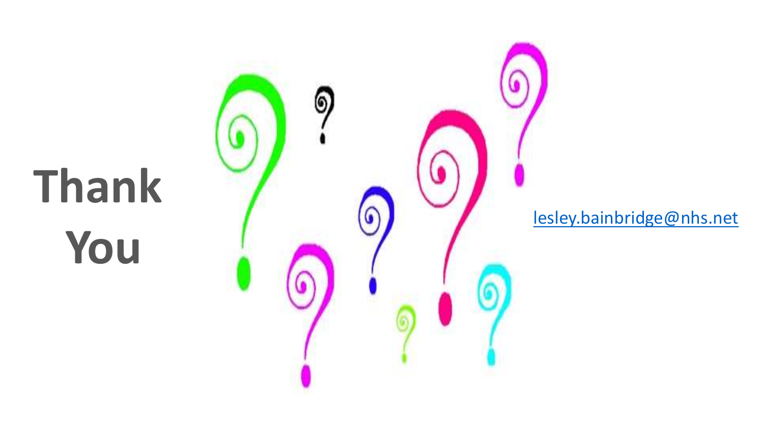# Thank You

lesley.bainbridge@nhs.net